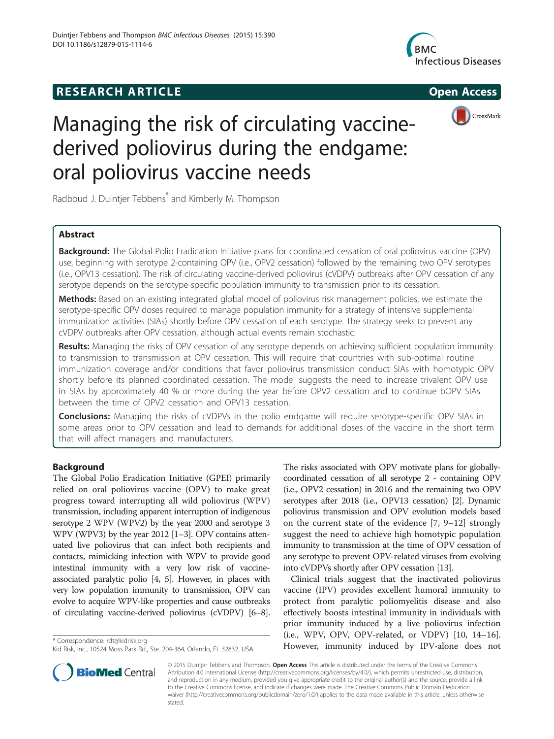RESEARCH ARTICLE Open Access

# Managing the risk of circulating vaccine-derived poliovirus during the endgame: oral poliovirus vaccine needs

Radboud J. Duintjer Tebbens* and Kimberly M. Thompson

## Abstract

**Background:** The Global Polio Eradication Initiative plans for coordinated cessation of oral poliovirus vaccine (OPV) use, beginning with serotype 2-containing OPV (i.e., OPV2 cessation) followed by the remaining two OPV serotypes (i.e., OPV13 cessation). The risk of circulating vaccine-derived poliovirus (cVDPV) outbreaks after OPV cessation of any serotype depends on the serotype-specific population immunity to transmission prior to its cessation.

**Methods:** Based on an existing integrated global model of poliovirus risk management policies, we estimate the serotype-specific OPV doses required to manage population immunity for a strategy of intensive supplemental immunization activities (SIAs) shortly before OPV cessation of each serotype. The strategy seeks to prevent any cVDPV outbreaks after OPV cessation, although actual events remain stochastic.

**Results:** Managing the risks of OPV cessation of any serotype depends on achieving sufficient population immunity to transmission to transmission at OPV cessation. This will require that countries with sub-optimal routine immunization coverage and/or conditions that favor poliovirus transmission conduct SIAs with homotypic OPV shortly before its planned coordinated cessation. The model suggests the need to increase trivalent OPV use in SIAs by approximately 40 % or more during the year before OPV2 cessation and to continue bOPV SIAs between the time of OPV2 cessation and OPV13 cessation.

**Conclusions:** Managing the risks of cVDPVs in the polio endgame will require serotype-specific OPV SIAs in some areas prior to OPV cessation and lead to demands for additional doses of the vaccine in the short term that will affect managers and manufacturers.

## Background

The Global Polio Eradication Initiative (GPEI) primarily relied on oral poliovirus vaccine (OPV) to make great progress toward interrupting all wild poliovirus (WPV) transmission, including apparent interruption of indigenous serotype 2 WPV (WPV2) by the year 2000 and serotype 3 WPV (WPV3) by the year 2012 [1–3]. OPV contains attenuated live poliovirus that can infect both recipients and contacts, mimicking infection with WPV to provide good intestinal immunity with a very low risk of vaccine-associated paralytic polio [4, 5]. However, in places with very low population immunity to transmission, OPV can evolve to acquire WPV-like properties and cause outbreaks of circulating vaccine-derived poliovirus (cVDPV) [6–8]. The risks associated with OPV motivate plans for globally-coordinated cessation of all serotype 2 - containing OPV (i.e., OPV2 cessation) in 2016 and the remaining two OPV serotypes after 2018 (i.e., OPV13 cessation) [2]. Dynamic poliovirus transmission and OPV evolution models based on the current state of the evidence [7, 9–12] strongly suggest the need to achieve high homotypic population immunity to transmission at the time of OPV cessation of any serotype to prevent OPV-related viruses from evolving into cVDPVs shortly after OPV cessation [13].

Clinical trials suggest that the inactivated poliovirus vaccine (IPV) provides excellent humoral immunity to protect from paralytic poliomyelitis disease and also effectively boosts intestinal immunity in individuals with prior immunity induced by a live poliovirus infection (i.e., WPV, OPV, OPV-related, or VDPV) [10, 14–16]. However, immunity induced by IPV-alone does not

* Correspondence: rdt@kidrisk.org
Kid Risk, Inc., 10524 Moss Park Rd., Ste. 204-364, Orlando, FL 32832, USA

© 2015 Duintjer Tebbens and Thompson. **Open Access** This article is distributed under the terms of the Creative Commons Attribution 4.0 International License (http://creativecommons.org/licenses/by/4.0/), which permits unrestricted use, distribution, and reproduction in any medium, provided you give appropriate credit to the original author(s) and the source, provide a link to the Creative Commons license, and indicate if changes were made. The Creative Commons Public Domain Dedication waiver (http://creativecommons.org/publicdomain/zero/1.0/) applies to the data made available in this article, unless otherwise stated.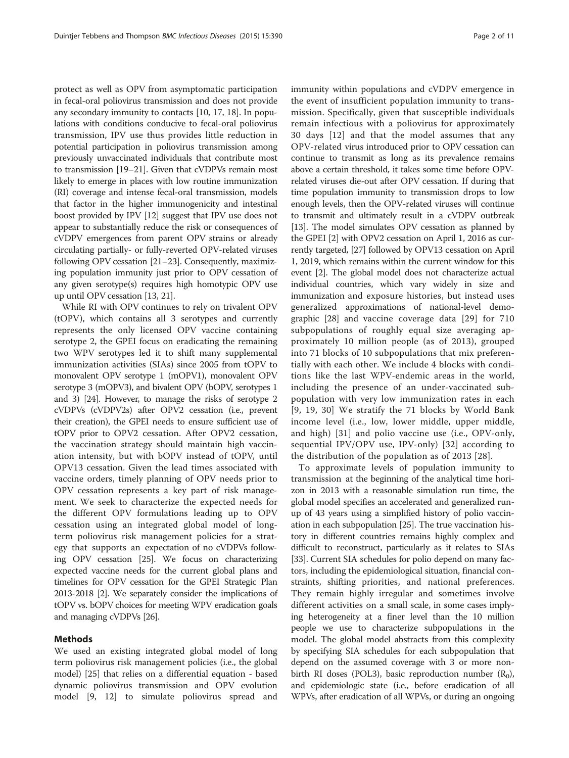protect as well as OPV from asymptomatic participation in fecal-oral poliovirus transmission and does not provide any secondary immunity to contacts [10, 17, 18]. In populations with conditions conducive to fecal-oral poliovirus transmission, IPV use thus provides little reduction in potential participation in poliovirus transmission among previously unvaccinated individuals that contribute most to transmission [19–21]. Given that cVDPVs remain most likely to emerge in places with low routine immunization (RI) coverage and intense fecal-oral transmission, models that factor in the higher immunogenicity and intestinal boost provided by IPV [12] suggest that IPV use does not appear to substantially reduce the risk or consequences of cVDPV emergences from parent OPV strains or already circulating partially- or fully-reverted OPV-related viruses following OPV cessation [21–23]. Consequently, maximizing population immunity just prior to OPV cessation of any given serotype(s) requires high homotypic OPV use up until OPV cessation [13, 21].

While RI with OPV continues to rely on trivalent OPV (tOPV), which contains all 3 serotypes and currently represents the only licensed OPV vaccine containing serotype 2, the GPEI focus on eradicating the remaining two WPV serotypes led it to shift many supplemental immunization activities (SIAs) since 2005 from tOPV to monovalent OPV serotype 1 (mOPV1), monovalent OPV serotype 3 (mOPV3), and bivalent OPV (bOPV, serotypes 1 and 3) [24]. However, to manage the risks of serotype 2 cVDPVs (cVDPV2s) after OPV2 cessation (i.e., prevent their creation), the GPEI needs to ensure sufficient use of tOPV prior to OPV2 cessation. After OPV2 cessation, the vaccination strategy should maintain high vaccination intensity, but with bOPV instead of tOPV, until OPV13 cessation. Given the lead times associated with vaccine orders, timely planning of OPV needs prior to OPV cessation represents a key part of risk management. We seek to characterize the expected needs for the different OPV formulations leading up to OPV cessation using an integrated global model of long-term poliovirus risk management policies for a strategy that supports an expectation of no cVDPVs following OPV cessation [25]. We focus on characterizing expected vaccine needs for the current global plans and timelines for OPV cessation for the GPEI Strategic Plan 2013-2018 [2]. We separately consider the implications of tOPV vs. bOPV choices for meeting WPV eradication goals and managing cVDPVs [26].

## Methods

We used an existing integrated global model of long term poliovirus risk management policies (i.e., the global model) [25] that relies on a differential equation - based dynamic poliovirus transmission and OPV evolution model [9, 12] to simulate poliovirus spread and immunity within populations and cVDPV emergence in the event of insufficient population immunity to transmission. Specifically, given that susceptible individuals remain infectious with a poliovirus for approximately 30 days [12] and that the model assumes that any OPV-related virus introduced prior to OPV cessation can continue to transmit as long as its prevalence remains above a certain threshold, it takes some time before OPV-related viruses die-out after OPV cessation. If during that time population immunity to transmission drops to low enough levels, then the OPV-related viruses will continue to transmit and ultimately result in a cVDPV outbreak [13]. The model simulates OPV cessation as planned by the GPEI [2] with OPV2 cessation on April 1, 2016 as currently targeted, [27] followed by OPV13 cessation on April 1, 2019, which remains within the current window for this event [2]. The global model does not characterize actual individual countries, which vary widely in size and immunization and exposure histories, but instead uses generalized approximations of national-level demographic [28] and vaccine coverage data [29] for 710 subpopulations of roughly equal size averaging approximately 10 million people (as of 2013), grouped into 71 blocks of 10 subpopulations that mix preferentially with each other. We include 4 blocks with conditions like the last WPV-endemic areas in the world, including the presence of an under-vaccinated subpopulation with very low immunization rates in each [9, 19, 30] We stratify the 71 blocks by World Bank income level (i.e., low, lower middle, upper middle, and high) [31] and polio vaccine use (i.e., OPV-only, sequential IPV/OPV use, IPV-only) [32] according to the distribution of the population as of 2013 [28].

To approximate levels of population immunity to transmission at the beginning of the analytical time horizon in 2013 with a reasonable simulation run time, the global model specifies an accelerated and generalized run-up of 43 years using a simplified history of polio vaccination in each subpopulation [25]. The true vaccination history in different countries remains highly complex and difficult to reconstruct, particularly as it relates to SIAs [33]. Current SIA schedules for polio depend on many factors, including the epidemiological situation, financial constraints, shifting priorities, and national preferences. They remain highly irregular and sometimes involve different activities on a small scale, in some cases implying heterogeneity at a finer level than the 10 million people we use to characterize subpopulations in the model. The global model abstracts from this complexity by specifying SIA schedules for each subpopulation that depend on the assumed coverage with 3 or more non-birth RI doses (POL3), basic reproduction number ($R_0$), and epidemiologic state (i.e., before eradication of all WPVs, after eradication of all WPVs, or during an ongoing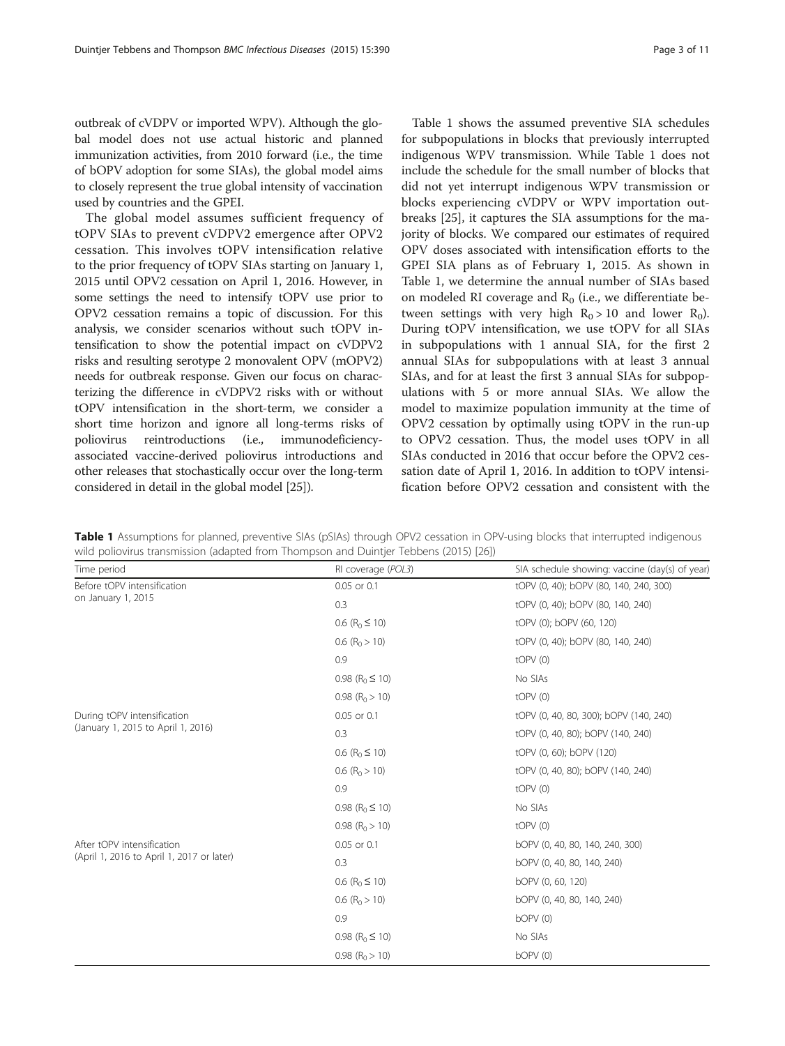outbreak of cVDPV or imported WPV). Although the global model does not use actual historic and planned immunization activities, from 2010 forward (i.e., the time of bOPV adoption for some SIAs), the global model aims to closely represent the true global intensity of vaccination used by countries and the GPEI.

The global model assumes sufficient frequency of tOPV SIAs to prevent cVDPV2 emergence after OPV2 cessation. This involves tOPV intensification relative to the prior frequency of tOPV SIAs starting on January 1, 2015 until OPV2 cessation on April 1, 2016. However, in some settings the need to intensify tOPV use prior to OPV2 cessation remains a topic of discussion. For this analysis, we consider scenarios without such tOPV intensification to show the potential impact on cVDPV2 risks and resulting serotype 2 monovalent OPV (mOPV2) needs for outbreak response. Given our focus on characterizing the difference in cVDPV2 risks with or without tOPV intensification in the short-term, we consider a short time horizon and ignore all long-terms risks of poliovirus reintroductions (i.e., immunodeficiency-associated vaccine-derived poliovirus introductions and other releases that stochastically occur over the long-term considered in detail in the global model [25]).

Table 1 shows the assumed preventive SIA schedules for subpopulations in blocks that previously interrupted indigenous WPV transmission. While Table 1 does not include the schedule for the small number of blocks that did not yet interrupt indigenous WPV transmission or blocks experiencing cVDPV or WPV importation outbreaks [25], it captures the SIA assumptions for the majority of blocks. We compared our estimates of required OPV doses associated with intensification efforts to the GPEI SIA plans as of February 1, 2015. As shown in Table 1, we determine the annual number of SIAs based on modeled RI coverage and $R_0$ (i.e., we differentiate between settings with very high $R_0 > 10$ and lower $R_0$). During tOPV intensification, we use tOPV for all SIAs in subpopulations with 1 annual SIA, for the first 2 annual SIAs for subpopulations with at least 3 annual SIAs, and for at least the first 3 annual SIAs for subpopulations with 5 or more annual SIAs. We allow the model to maximize population immunity at the time of OPV2 cessation by optimally using tOPV in the run-up to OPV2 cessation. Thus, the model uses tOPV in all SIAs conducted in 2016 that occur before the OPV2 cessation date of April 1, 2016. In addition to tOPV intensification before OPV2 cessation and consistent with the

**Table 1** Assumptions for planned, preventive SIAs (pSIAs) through OPV2 cessation in OPV-using blocks that interrupted indigenous wild poliovirus transmission (adapted from Thompson and Duintjer Tebbens (2015) [26])

| Time period | RI coverage (*POL3*) | SIA schedule showing: vaccine (day(s) of year) |
|---|---|---|
| Before tOPV intensification on January 1, 2015 | 0.05 or 0.1 | tOPV (0, 40); bOPV (80, 140, 240, 300) |
| | 0.3 | tOPV (0, 40); bOPV (80, 140, 240) |
| | 0.6 ($R_0 \leq 10$) | tOPV (0); bOPV (60, 120) |
| | 0.6 ($R_0 > 10$) | tOPV (0, 40); bOPV (80, 140, 240) |
| | 0.9 | tOPV (0) |
| | 0.98 ($R_0 \leq 10$) | No SIAs |
| | 0.98 ($R_0 > 10$) | tOPV (0) |
| During tOPV intensification (January 1, 2015 to April 1, 2016) | 0.05 or 0.1 | tOPV (0, 40, 80, 300); bOPV (140, 240) |
| | 0.3 | tOPV (0, 40, 80); bOPV (140, 240) |
| | 0.6 ($R_0 \leq 10$) | tOPV (0, 60); bOPV (120) |
| | 0.6 ($R_0 > 10$) | tOPV (0, 40, 80); bOPV (140, 240) |
| | 0.9 | tOPV (0) |
| | 0.98 ($R_0 \leq 10$) | No SIAs |
| | 0.98 ($R_0 > 10$) | tOPV (0) |
| After tOPV intensification (April 1, 2016 to April 1, 2017 or later) | 0.05 or 0.1 | bOPV (0, 40, 80, 140, 240, 300) |
| | 0.3 | bOPV (0, 40, 80, 140, 240) |
| | 0.6 ($R_0 \leq 10$) | bOPV (0, 60, 120) |
| | 0.6 ($R_0 > 10$) | bOPV (0, 40, 80, 140, 240) |
| | 0.9 | bOPV (0) |
| | 0.98 ($R_0 \leq 10$) | No SIAs |
| | 0.98 ($R_0 > 10$) | bOPV (0) |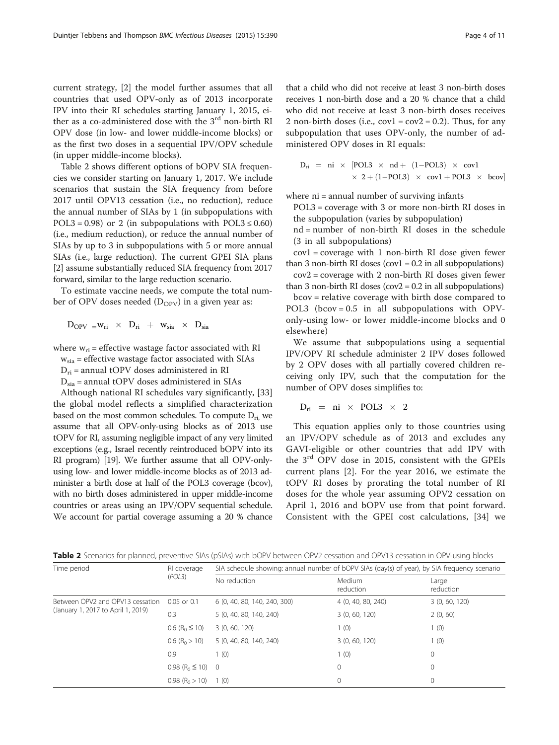current strategy, [2] the model further assumes that all countries that used OPV-only as of 2013 incorporate IPV into their RI schedules starting January 1, 2015, either as a co-administered dose with the 3[rd] non-birth RI OPV dose (in low- and lower middle-income blocks) or as the first two doses in a sequential IPV/OPV schedule (in upper middle-income blocks).

Table 2 shows different options of bOPV SIA frequencies we consider starting on January 1, 2017. We include scenarios that sustain the SIA frequency from before 2017 until OPV13 cessation (i.e., no reduction), reduce the annual number of SIAs by 1 (in subpopulations with POL3 = 0.98) or 2 (in subpopulations with POL3 ≤ 0.60) (i.e., medium reduction), or reduce the annual number of SIAs by up to 3 in subpopulations with 5 or more annual SIAs (i.e., large reduction). The current GPEI SIA plans [2] assume substantially reduced SIA frequency from 2017 forward, similar to the large reduction scenario.

To estimate vaccine needs, we compute the total number of OPV doses needed ($D_{OPV}$) in a given year as:

$$D_{OPV} = w_{ri} \times D_{ri} + w_{sia} \times D_{sia}$$

where $w_{ri}$ = effective wastage factor associated with RI

$w_{sia}$ = effective wastage factor associated with SIAs

$D_{ri}$ = annual tOPV doses administered in RI

$D_{sia}$ = annual tOPV doses administered in SIAs

Although national RI schedules vary significantly, [33] the global model reflects a simplified characterization based on the most common schedules. To compute $D_{ri}$, we assume that all OPV-only-using blocks as of 2013 use tOPV for RI, assuming negligible impact of any very limited exceptions (e.g., Israel recently reintroduced bOPV into its RI program) [19]. We further assume that all OPV-only-using low- and lower middle-income blocks as of 2013 administer a birth dose at half of the POL3 coverage (bcov), with no birth doses administered in upper middle-income countries or areas using an IPV/OPV sequential schedule. We account for partial coverage assuming a 20 % chance that a child who did not receive at least 3 non-birth doses receives 1 non-birth dose and a 20 % chance that a child who did not receive at least 3 non-birth doses receives 2 non-birth doses (i.e., cov1 = cov2 = 0.2). Thus, for any subpopulation that uses OPV-only, the number of administered OPV doses in RI equals:

$$D_{ri} = ni \times [POL3 \times nd + (1-POL3) \times cov1 \times 2 + (1-POL3) \times cov1 + POL3 \times bcov]$$

where ni = annual number of surviving infants

POL3 = coverage with 3 or more non-birth RI doses in the subpopulation (varies by subpopulation)

nd = number of non-birth RI doses in the schedule (3 in all subpopulations)

cov1 = coverage with 1 non-birth RI dose given fewer than 3 non-birth RI doses (cov1 = 0.2 in all subpopulations)

cov2 = coverage with 2 non-birth RI doses given fewer than 3 non-birth RI doses (cov2 = 0.2 in all subpopulations)

bcov = relative coverage with birth dose compared to POL3 (bcov = 0.5 in all subpopulations with OPV-only-using low- or lower middle-income blocks and 0 elsewhere)

We assume that subpopulations using a sequential IPV/OPV RI schedule administer 2 IPV doses followed by 2 OPV doses with all partially covered children receiving only IPV, such that the computation for the number of OPV doses simplifies to:

$$D_{ri} = ni \times POL3 \times 2$$

This equation applies only to those countries using an IPV/OPV schedule as of 2013 and excludes any GAVI-eligible or other countries that add IPV with the 3[rd] OPV dose in 2015, consistent with the GPEIs current plans [2]. For the year 2016, we estimate the tOPV RI doses by prorating the total number of RI doses for the whole year assuming OPV2 cessation on April 1, 2016 and bOPV use from that point forward. Consistent with the GPEI cost calculations, [34] we

**Table 2** Scenarios for planned, preventive SIAs (pSIAs) with bOPV between OPV2 cessation and OPV13 cessation in OPV-using blocks

| Time period | RI coverage (*POL3*) | SIA schedule showing: annual number of bOPV SIAs (day(s) of year), by SIA frequency scenario | | |
|---|---|---|---|---|
| | | No reduction | Medium reduction | Large reduction |
| Between OPV2 and OPV13 cessation (January 1, 2017 to April 1, 2019) | 0.05 or 0.1 | 6 (0, 40, 80, 140, 240, 300) | 4 (0, 40, 80, 240) | 3 (0, 60, 120) |
| | 0.3 | 5 (0, 40, 80, 140, 240) | 3 (0, 60, 120) | 2 (0, 60) |
| | 0.6 ($R_0 \leq 10$) | 3 (0, 60, 120) | 1 (0) | 1 (0) |
| | 0.6 ($R_0 > 10$) | 5 (0, 40, 80, 140, 240) | 3 (0, 60, 120) | 1 (0) |
| | 0.9 | 1 (0) | 1 (0) | 0 |
| | 0.98 ($R_0 \leq 10$) | 0 | 0 | 0 |
| | 0.98 ($R_0 > 10$) | 1 (0) | 0 | 0 |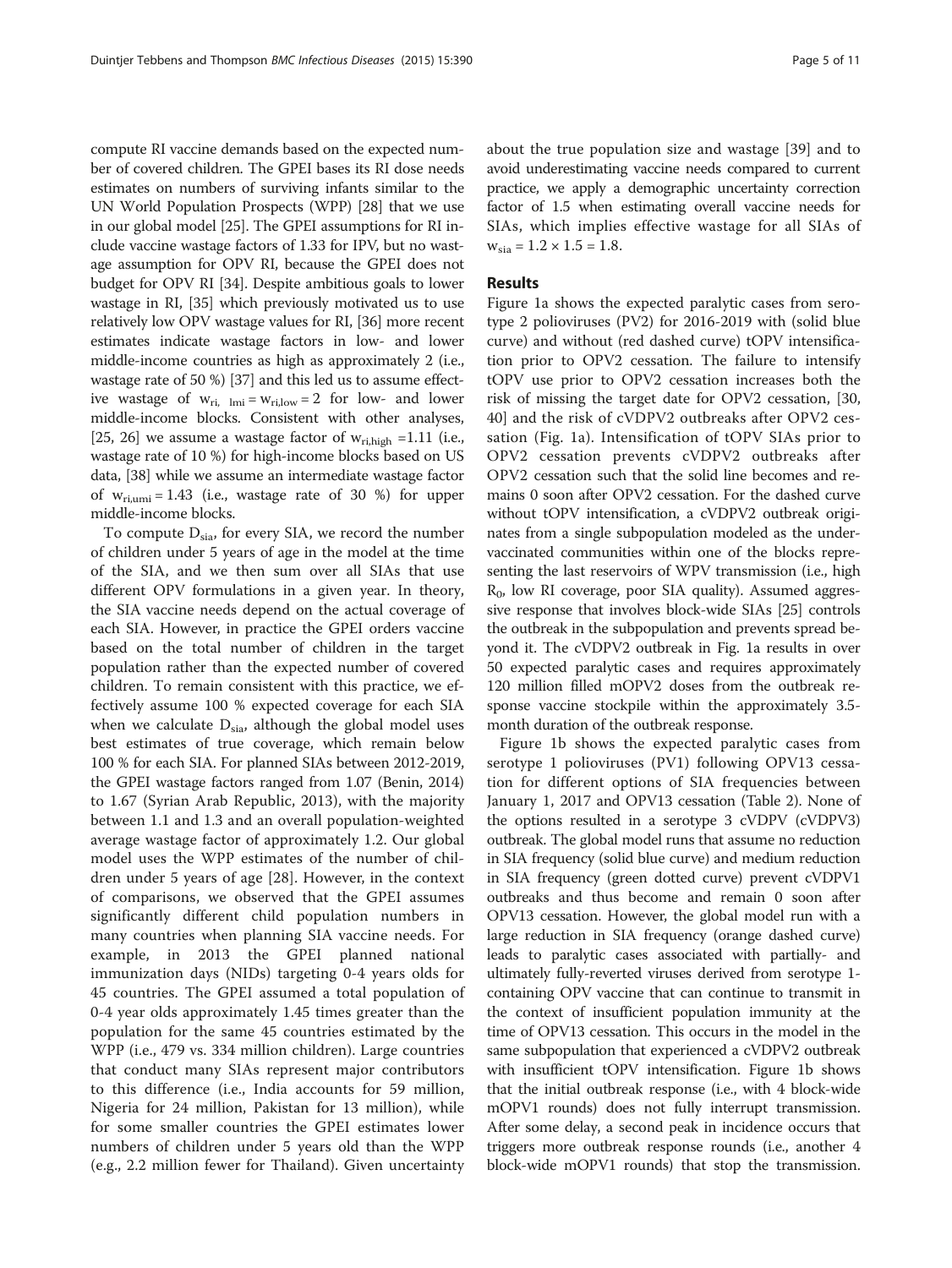compute RI vaccine demands based on the expected number of covered children. The GPEI bases its RI dose needs estimates on numbers of surviving infants similar to the UN World Population Prospects (WPP) [28] that we use in our global model [25]. The GPEI assumptions for RI include vaccine wastage factors of 1.33 for IPV, but no wastage assumption for OPV RI, because the GPEI does not budget for OPV RI [34]. Despite ambitious goals to lower wastage in RI, [35] which previously motivated us to use relatively low OPV wastage values for RI, [36] more recent estimates indicate wastage factors in low- and lower middle-income countries as high as approximately 2 (i.e., wastage rate of 50 %) [37] and this led us to assume effective wastage of $w_{ri,\ lmi} = w_{ri,low} = 2$ for low- and lower middle-income blocks. Consistent with other analyses, [25, 26] we assume a wastage factor of $w_{ri,high} = 1.11$ (i.e., wastage rate of 10 %) for high-income blocks based on US data, [38] while we assume an intermediate wastage factor of $w_{ri,umi} = 1.43$ (i.e., wastage rate of 30 %) for upper middle-income blocks.

To compute $D_{sia}$, for every SIA, we record the number of children under 5 years of age in the model at the time of the SIA, and we then sum over all SIAs that use different OPV formulations in a given year. In theory, the SIA vaccine needs depend on the actual coverage of each SIA. However, in practice the GPEI orders vaccine based on the total number of children in the target population rather than the expected number of covered children. To remain consistent with this practice, we effectively assume 100 % expected coverage for each SIA when we calculate $D_{sia}$, although the global model uses best estimates of true coverage, which remain below 100 % for each SIA. For planned SIAs between 2012-2019, the GPEI wastage factors ranged from 1.07 (Benin, 2014) to 1.67 (Syrian Arab Republic, 2013), with the majority between 1.1 and 1.3 and an overall population-weighted average wastage factor of approximately 1.2. Our global model uses the WPP estimates of the number of children under 5 years of age [28]. However, in the context of comparisons, we observed that the GPEI assumes significantly different child population numbers in many countries when planning SIA vaccine needs. For example, in 2013 the GPEI planned national immunization days (NIDs) targeting 0-4 years olds for 45 countries. The GPEI assumed a total population of 0-4 year olds approximately 1.45 times greater than the population for the same 45 countries estimated by the WPP (i.e., 479 vs. 334 million children). Large countries that conduct many SIAs represent major contributors to this difference (i.e., India accounts for 59 million, Nigeria for 24 million, Pakistan for 13 million), while for some smaller countries the GPEI estimates lower numbers of children under 5 years old than the WPP (e.g., 2.2 million fewer for Thailand). Given uncertainty about the true population size and wastage [39] and to avoid underestimating vaccine needs compared to current practice, we apply a demographic uncertainty correction factor of 1.5 when estimating overall vaccine needs for SIAs, which implies effective wastage for all SIAs of $w_{sia} = 1.2 \times 1.5 = 1.8$.

## Results

Figure 1a shows the expected paralytic cases from serotype 2 polioviruses (PV2) for 2016-2019 with (solid blue curve) and without (red dashed curve) tOPV intensification prior to OPV2 cessation. The failure to intensify tOPV use prior to OPV2 cessation increases both the risk of missing the target date for OPV2 cessation, [30, 40] and the risk of cVDPV2 outbreaks after OPV2 cessation (Fig. 1a). Intensification of tOPV SIAs prior to OPV2 cessation prevents cVDPV2 outbreaks after OPV2 cessation such that the solid line becomes and remains 0 soon after OPV2 cessation. For the dashed curve without tOPV intensification, a cVDPV2 outbreak originates from a single subpopulation modeled as the undervaccinated communities within one of the blocks representing the last reservoirs of WPV transmission (i.e., high $R_0$, low RI coverage, poor SIA quality). Assumed aggressive response that involves block-wide SIAs [25] controls the outbreak in the subpopulation and prevents spread beyond it. The cVDPV2 outbreak in Fig. 1a results in over 50 expected paralytic cases and requires approximately 120 million filled mOPV2 doses from the outbreak response vaccine stockpile within the approximately 3.5-month duration of the outbreak response.

Figure 1b shows the expected paralytic cases from serotype 1 polioviruses (PV1) following OPV13 cessation for different options of SIA frequencies between January 1, 2017 and OPV13 cessation (Table 2). None of the options resulted in a serotype 3 cVDPV (cVDPV3) outbreak. The global model runs that assume no reduction in SIA frequency (solid blue curve) and medium reduction in SIA frequency (green dotted curve) prevent cVDPV1 outbreaks and thus become and remain 0 soon after OPV13 cessation. However, the global model run with a large reduction in SIA frequency (orange dashed curve) leads to paralytic cases associated with partially- and ultimately fully-reverted viruses derived from serotype 1-containing OPV vaccine that can continue to transmit in the context of insufficient population immunity at the time of OPV13 cessation. This occurs in the model in the same subpopulation that experienced a cVDPV2 outbreak with insufficient tOPV intensification. Figure 1b shows that the initial outbreak response (i.e., with 4 block-wide mOPV1 rounds) does not fully interrupt transmission. After some delay, a second peak in incidence occurs that triggers more outbreak response rounds (i.e., another 4 block-wide mOPV1 rounds) that stop the transmission.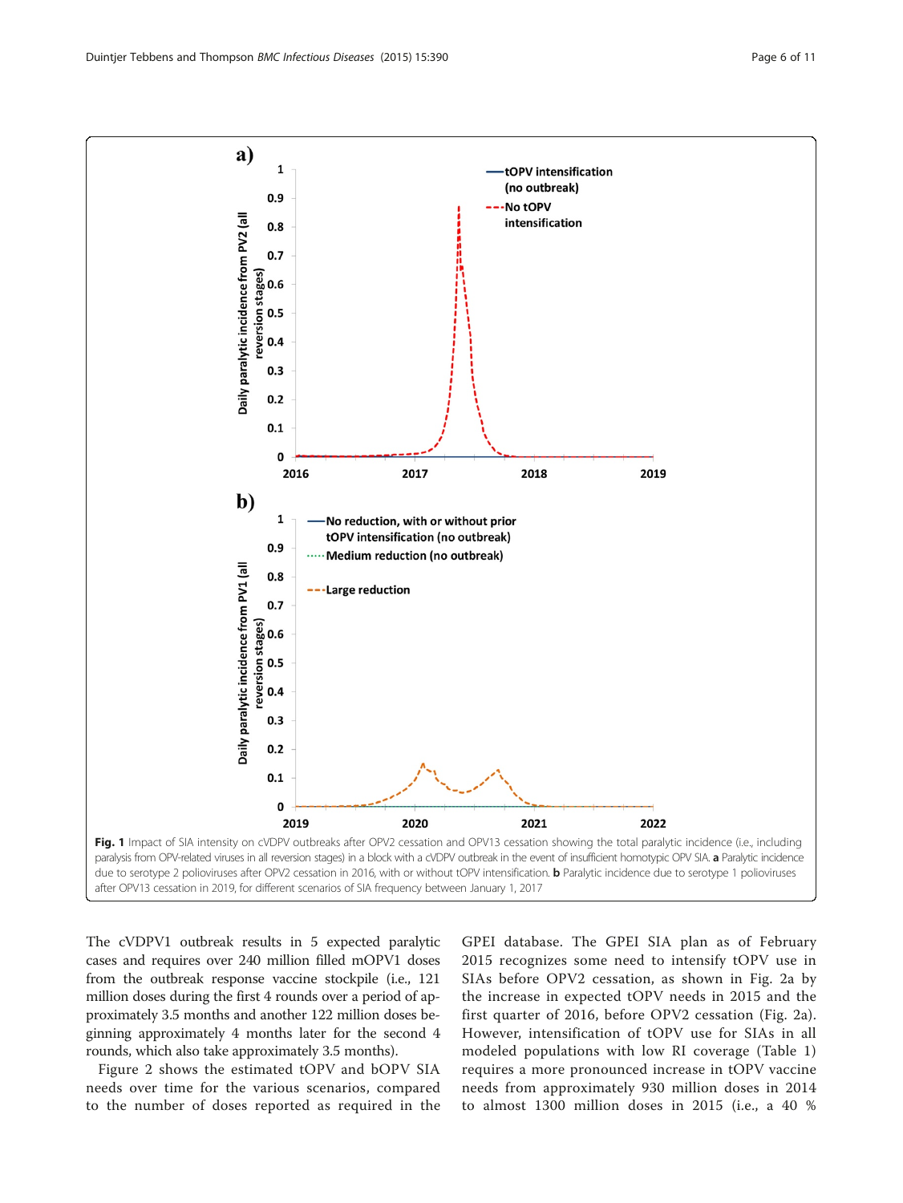**Fig. 1** Impact of SIA intensity on cVDPV outbreaks after OPV2 cessation and OPV13 cessation showing the total paralytic incidence (i.e., including paralysis from OPV-related viruses in all reversion stages) in a block with a cVDPV outbreak in the event of insufficient homotypic OPV SIA. **a** Paralytic incidence due to serotype 2 polioviruses after OPV2 cessation in 2016, with or without tOPV intensification. **b** Paralytic incidence due to serotype 1 polioviruses after OPV13 cessation in 2019, for different scenarios of SIA frequency between January 1, 2017

The cVDPV1 outbreak results in 5 expected paralytic cases and requires over 240 million filled mOPV1 doses from the outbreak response vaccine stockpile (i.e., 121 million doses during the first 4 rounds over a period of approximately 3.5 months and another 122 million doses beginning approximately 4 months later for the second 4 rounds, which also take approximately 3.5 months).

Figure 2 shows the estimated tOPV and bOPV SIA needs over time for the various scenarios, compared to the number of doses reported as required in the GPEI database. The GPEI SIA plan as of February 2015 recognizes some need to intensify tOPV use in SIAs before OPV2 cessation, as shown in Fig. 2a by the increase in expected tOPV needs in 2015 and the first quarter of 2016, before OPV2 cessation (Fig. 2a). However, intensification of tOPV use for SIAs in all modeled populations with low RI coverage (Table 1) requires a more pronounced increase in tOPV vaccine needs from approximately 930 million doses in 2014 to almost 1300 million doses in 2015 (i.e., a 40 %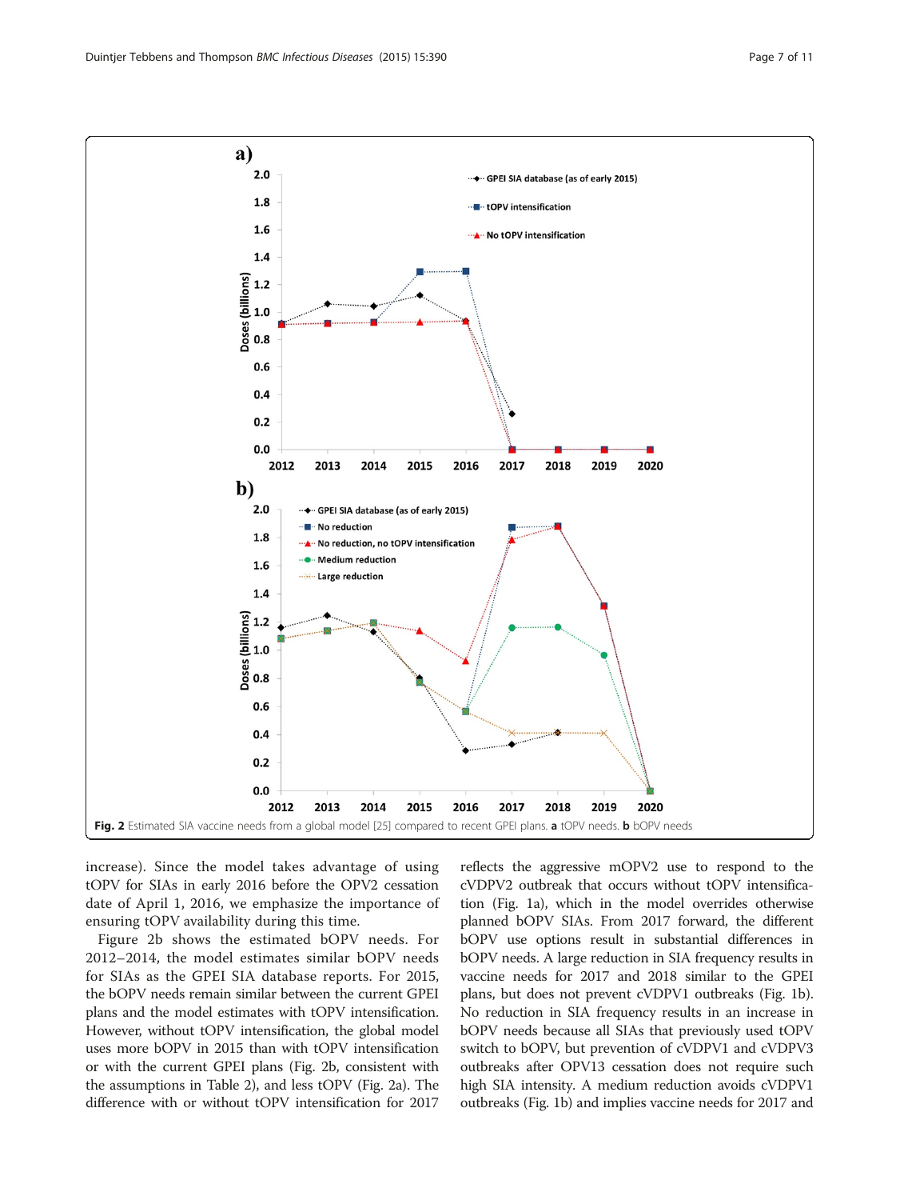Fig. 2 Estimated SIA vaccine needs from a global model [25] compared to recent GPEI plans. **a** tOPV needs. **b** bOPV needs

increase). Since the model takes advantage of using tOPV for SIAs in early 2016 before the OPV2 cessation date of April 1, 2016, we emphasize the importance of ensuring tOPV availability during this time.

Figure 2b shows the estimated bOPV needs. For 2012–2014, the model estimates similar bOPV needs for SIAs as the GPEI SIA database reports. For 2015, the bOPV needs remain similar between the current GPEI plans and the model estimates with tOPV intensification. However, without tOPV intensification, the global model uses more bOPV in 2015 than with tOPV intensification or with the current GPEI plans (Fig. 2b, consistent with the assumptions in Table 2), and less tOPV (Fig. 2a). The difference with or without tOPV intensification for 2017 reflects the aggressive mOPV2 use to respond to the cVDPV2 outbreak that occurs without tOPV intensification (Fig. 1a), which in the model overrides otherwise planned bOPV SIAs. From 2017 forward, the different bOPV use options result in substantial differences in bOPV needs. A large reduction in SIA frequency results in vaccine needs for 2017 and 2018 similar to the GPEI plans, but does not prevent cVDPV1 outbreaks (Fig. 1b). No reduction in SIA frequency results in an increase in bOPV needs because all SIAs that previously used tOPV switch to bOPV, but prevention of cVDPV1 and cVDPV3 outbreaks after OPV13 cessation does not require such high SIA intensity. A medium reduction avoids cVDPV1 outbreaks (Fig. 1b) and implies vaccine needs for 2017 and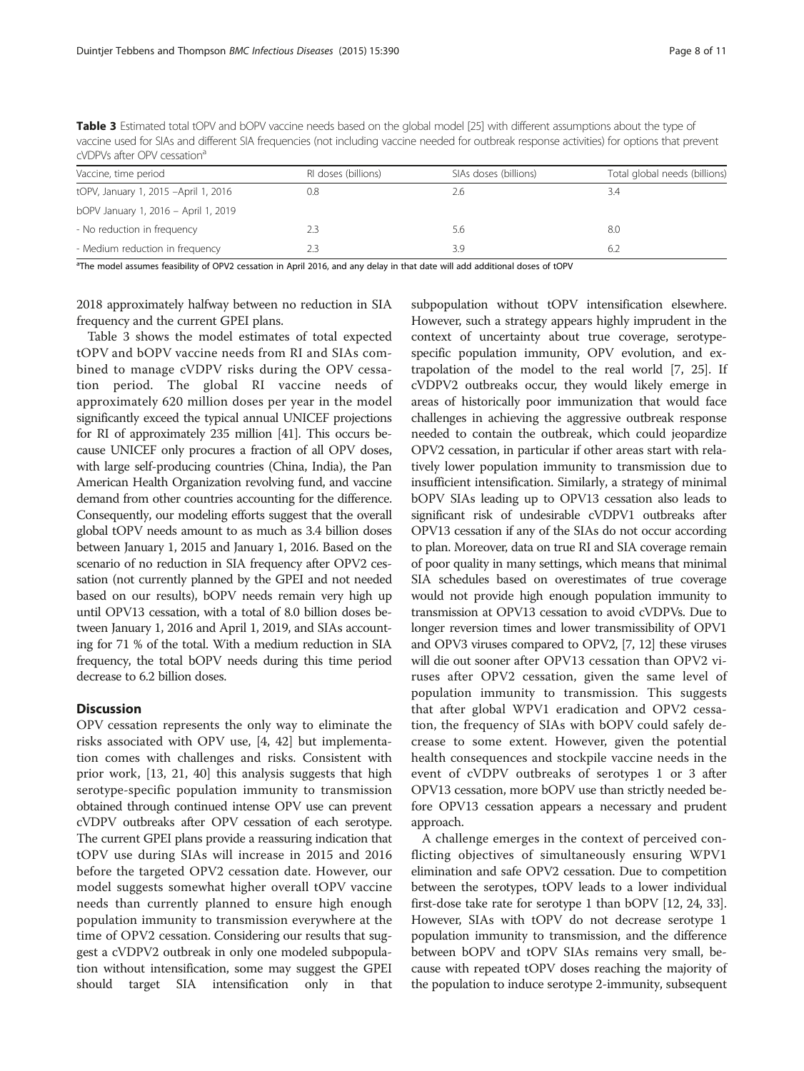**Table 3** Estimated total tOPV and bOPV vaccine needs based on the global model [25] with different assumptions about the type of vaccine used for SIAs and different SIA frequencies (not including vaccine needed for outbreak response activities) for options that prevent cVDPVs after OPV cessation[a]

| Vaccine, time period | RI doses (billions) | SIAs doses (billions) | Total global needs (billions) |
|---|---|---|---|
| tOPV, January 1, 2015 –April 1, 2016 | 0.8 | 2.6 | 3.4 |
| bOPV January 1, 2016 – April 1, 2019 | | | |
| - No reduction in frequency | 2.3 | 5.6 | 8.0 |
| - Medium reduction in frequency | 2.3 | 3.9 | 6.2 |

[a]The model assumes feasibility of OPV2 cessation in April 2016, and any delay in that date will add additional doses of tOPV

2018 approximately halfway between no reduction in SIA frequency and the current GPEI plans.

Table 3 shows the model estimates of total expected tOPV and bOPV vaccine needs from RI and SIAs combined to manage cVDPV risks during the OPV cessation period. The global RI vaccine needs of approximately 620 million doses per year in the model significantly exceed the typical annual UNICEF projections for RI of approximately 235 million [41]. This occurs because UNICEF only procures a fraction of all OPV doses, with large self-producing countries (China, India), the Pan American Health Organization revolving fund, and vaccine demand from other countries accounting for the difference. Consequently, our modeling efforts suggest that the overall global tOPV needs amount to as much as 3.4 billion doses between January 1, 2015 and January 1, 2016. Based on the scenario of no reduction in SIA frequency after OPV2 cessation (not currently planned by the GPEI and not needed based on our results), bOPV needs remain very high up until OPV13 cessation, with a total of 8.0 billion doses between January 1, 2016 and April 1, 2019, and SIAs accounting for 71 % of the total. With a medium reduction in SIA frequency, the total bOPV needs during this time period decrease to 6.2 billion doses.

## Discussion

OPV cessation represents the only way to eliminate the risks associated with OPV use, [4, 42] but implementation comes with challenges and risks. Consistent with prior work, [13, 21, 40] this analysis suggests that high serotype-specific population immunity to transmission obtained through continued intense OPV use can prevent cVDPV outbreaks after OPV cessation of each serotype. The current GPEI plans provide a reassuring indication that tOPV use during SIAs will increase in 2015 and 2016 before the targeted OPV2 cessation date. However, our model suggests somewhat higher overall tOPV vaccine needs than currently planned to ensure high enough population immunity to transmission everywhere at the time of OPV2 cessation. Considering our results that suggest a cVDPV2 outbreak in only one modeled subpopulation without intensification, some may suggest the GPEI should target SIA intensification only in that subpopulation without tOPV intensification elsewhere. However, such a strategy appears highly imprudent in the context of uncertainty about true coverage, serotype-specific population immunity, OPV evolution, and extrapolation of the model to the real world [7, 25]. If cVDPV2 outbreaks occur, they would likely emerge in areas of historically poor immunization that would face challenges in achieving the aggressive outbreak response needed to contain the outbreak, which could jeopardize OPV2 cessation, in particular if other areas start with relatively lower population immunity to transmission due to insufficient intensification. Similarly, a strategy of minimal bOPV SIAs leading up to OPV13 cessation also leads to significant risk of undesirable cVDPV1 outbreaks after OPV13 cessation if any of the SIAs do not occur according to plan. Moreover, data on true RI and SIA coverage remain of poor quality in many settings, which means that minimal SIA schedules based on overestimates of true coverage would not provide high enough population immunity to transmission at OPV13 cessation to avoid cVDPVs. Due to longer reversion times and lower transmissibility of OPV1 and OPV3 viruses compared to OPV2, [7, 12] these viruses will die out sooner after OPV13 cessation than OPV2 viruses after OPV2 cessation, given the same level of population immunity to transmission. This suggests that after global WPV1 eradication and OPV2 cessation, the frequency of SIAs with bOPV could safely decrease to some extent. However, given the potential health consequences and stockpile vaccine needs in the event of cVDPV outbreaks of serotypes 1 or 3 after OPV13 cessation, more bOPV use than strictly needed before OPV13 cessation appears a necessary and prudent approach.

A challenge emerges in the context of perceived conflicting objectives of simultaneously ensuring WPV1 elimination and safe OPV2 cessation. Due to competition between the serotypes, tOPV leads to a lower individual first-dose take rate for serotype 1 than bOPV [12, 24, 33]. However, SIAs with tOPV do not decrease serotype 1 population immunity to transmission, and the difference between bOPV and tOPV SIAs remains very small, because with repeated tOPV doses reaching the majority of the population to induce serotype 2-immunity, subsequent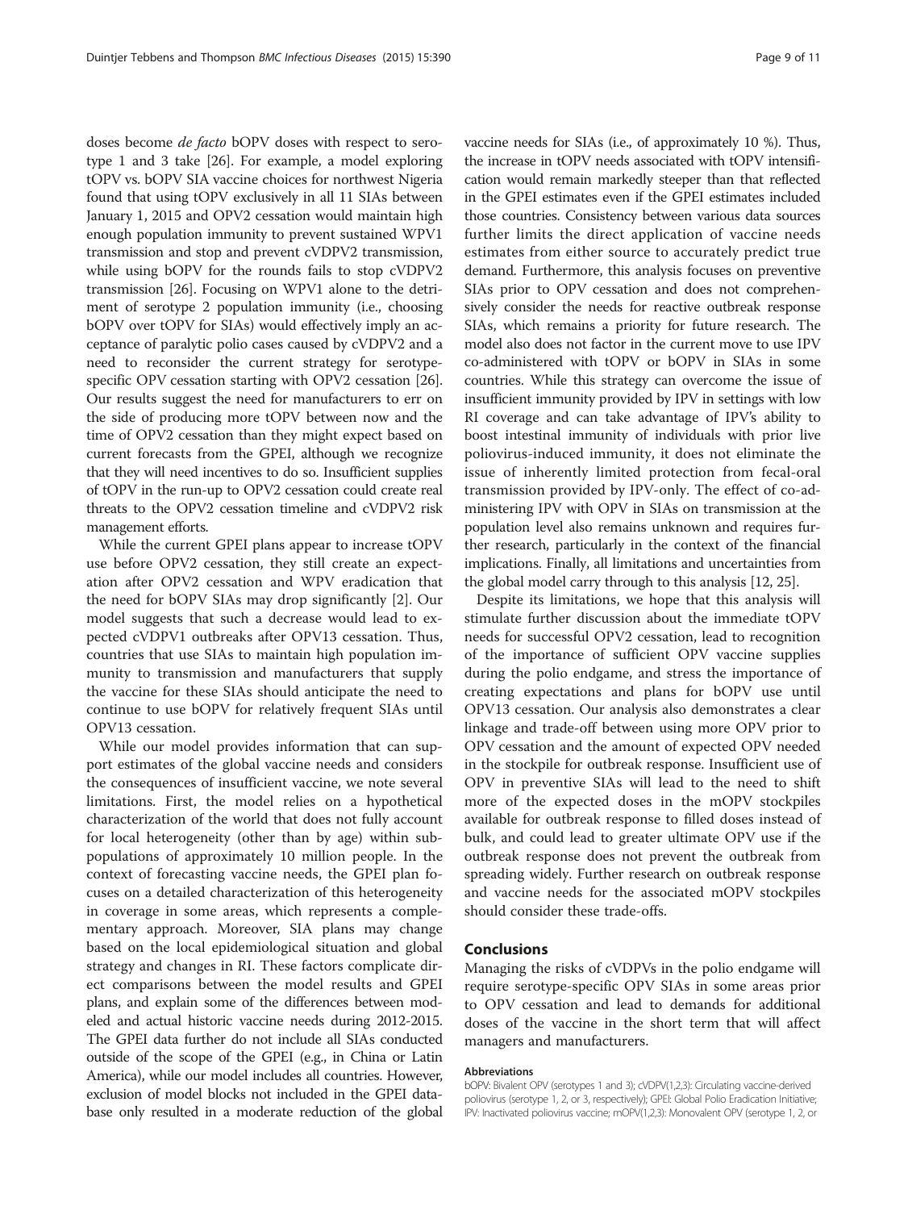doses become *de facto* bOPV doses with respect to serotype 1 and 3 take [26]. For example, a model exploring tOPV vs. bOPV SIA vaccine choices for northwest Nigeria found that using tOPV exclusively in all 11 SIAs between January 1, 2015 and OPV2 cessation would maintain high enough population immunity to prevent sustained WPV1 transmission and stop and prevent cVDPV2 transmission, while using bOPV for the rounds fails to stop cVDPV2 transmission [26]. Focusing on WPV1 alone to the detriment of serotype 2 population immunity (i.e., choosing bOPV over tOPV for SIAs) would effectively imply an acceptance of paralytic polio cases caused by cVDPV2 and a need to reconsider the current strategy for serotype-specific OPV cessation starting with OPV2 cessation [26]. Our results suggest the need for manufacturers to err on the side of producing more tOPV between now and the time of OPV2 cessation than they might expect based on current forecasts from the GPEI, although we recognize that they will need incentives to do so. Insufficient supplies of tOPV in the run-up to OPV2 cessation could create real threats to the OPV2 cessation timeline and cVDPV2 risk management efforts.

While the current GPEI plans appear to increase tOPV use before OPV2 cessation, they still create an expectation after OPV2 cessation and WPV eradication that the need for bOPV SIAs may drop significantly [2]. Our model suggests that such a decrease would lead to expected cVDPV1 outbreaks after OPV13 cessation. Thus, countries that use SIAs to maintain high population immunity to transmission and manufacturers that supply the vaccine for these SIAs should anticipate the need to continue to use bOPV for relatively frequent SIAs until OPV13 cessation.

While our model provides information that can support estimates of the global vaccine needs and considers the consequences of insufficient vaccine, we note several limitations. First, the model relies on a hypothetical characterization of the world that does not fully account for local heterogeneity (other than by age) within subpopulations of approximately 10 million people. In the context of forecasting vaccine needs, the GPEI plan focuses on a detailed characterization of this heterogeneity in coverage in some areas, which represents a complementary approach. Moreover, SIA plans may change based on the local epidemiological situation and global strategy and changes in RI. These factors complicate direct comparisons between the model results and GPEI plans, and explain some of the differences between modeled and actual historic vaccine needs during 2012-2015. The GPEI data further do not include all SIAs conducted outside of the scope of the GPEI (e.g., in China or Latin America), while our model includes all countries. However, exclusion of model blocks not included in the GPEI database only resulted in a moderate reduction of the global vaccine needs for SIAs (i.e., of approximately 10 %). Thus, the increase in tOPV needs associated with tOPV intensification would remain markedly steeper than that reflected in the GPEI estimates even if the GPEI estimates included those countries. Consistency between various data sources further limits the direct application of vaccine needs estimates from either source to accurately predict true demand. Furthermore, this analysis focuses on preventive SIAs prior to OPV cessation and does not comprehensively consider the needs for reactive outbreak response SIAs, which remains a priority for future research. The model also does not factor in the current move to use IPV co-administered with tOPV or bOPV in SIAs in some countries. While this strategy can overcome the issue of insufficient immunity provided by IPV in settings with low RI coverage and can take advantage of IPV's ability to boost intestinal immunity of individuals with prior live poliovirus-induced immunity, it does not eliminate the issue of inherently limited protection from fecal-oral transmission provided by IPV-only. The effect of co-administering IPV with OPV in SIAs on transmission at the population level also remains unknown and requires further research, particularly in the context of the financial implications. Finally, all limitations and uncertainties from the global model carry through to this analysis [12, 25].

Despite its limitations, we hope that this analysis will stimulate further discussion about the immediate tOPV needs for successful OPV2 cessation, lead to recognition of the importance of sufficient OPV vaccine supplies during the polio endgame, and stress the importance of creating expectations and plans for bOPV use until OPV13 cessation. Our analysis also demonstrates a clear linkage and trade-off between using more OPV prior to OPV cessation and the amount of expected OPV needed in the stockpile for outbreak response. Insufficient use of OPV in preventive SIAs will lead to the need to shift more of the expected doses in the mOPV stockpiles available for outbreak response to filled doses instead of bulk, and could lead to greater ultimate OPV use if the outbreak response does not prevent the outbreak from spreading widely. Further research on outbreak response and vaccine needs for the associated mOPV stockpiles should consider these trade-offs.

## Conclusions

Managing the risks of cVDPVs in the polio endgame will require serotype-specific OPV SIAs in some areas prior to OPV cessation and lead to demands for additional doses of the vaccine in the short term that will affect managers and manufacturers.

#### Abbreviations

bOPV: Bivalent OPV (serotypes 1 and 3); cVDPV(1,2,3): Circulating vaccine-derived poliovirus (serotype 1, 2, or 3, respectively); GPEI: Global Polio Eradication Initiative; IPV: Inactivated poliovirus vaccine; mOPV(1,2,3): Monovalent OPV (serotype 1, 2, or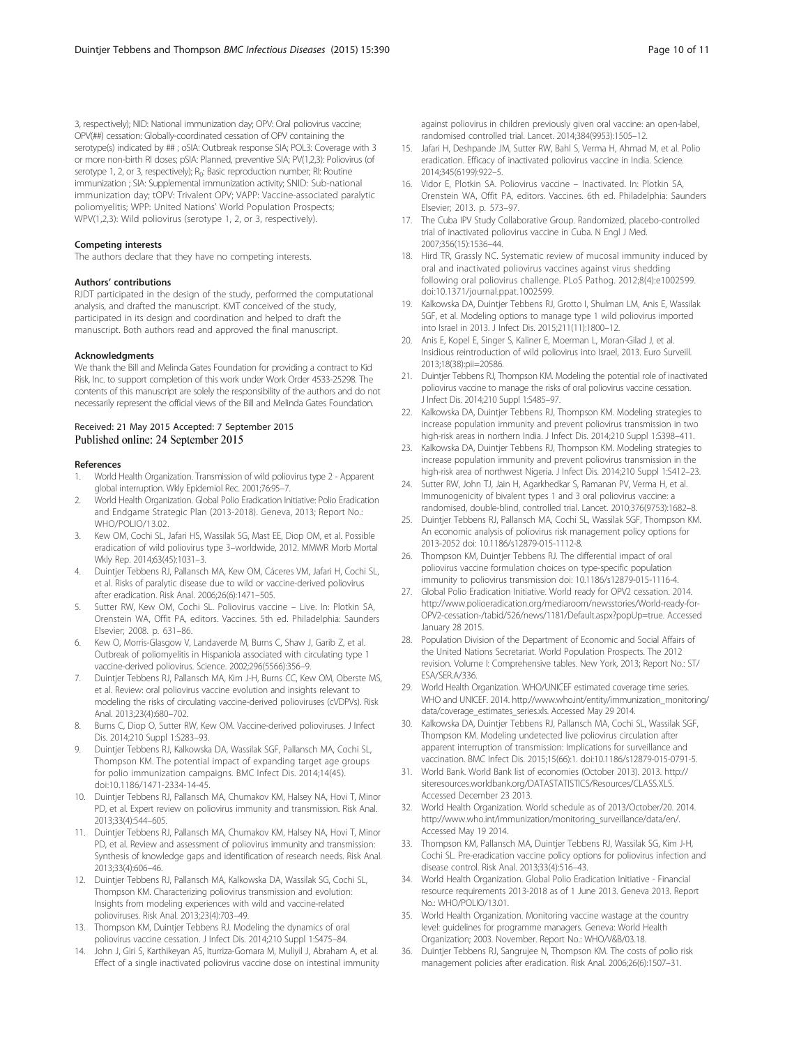3, respectively); NID: National immunization day; OPV: Oral poliovirus vaccine; OPV(##) cessation: Globally-coordinated cessation of OPV containing the serotype(s) indicated by ## ; oSIA: Outbreak response SIA; POL3: Coverage with 3 or more non-birth RI doses; pSIA: Planned, preventive SIA; PV(1,2,3): Poliovirus (of serotype 1, 2, or 3, respectively); $R_0$: Basic reproduction number; RI: Routine immunization ; SIA: Supplemental immunization activity; SNID: Sub-national immunization day; tOPV: Trivalent OPV; VAPP: Vaccine-associated paralytic poliomyelitis; WPP: United Nations' World Population Prospects; WPV(1,2,3): Wild poliovirus (serotype 1, 2, or 3, respectively).

#### Competing interests

The authors declare that they have no competing interests.

#### Authors' contributions

RJDT participated in the design of the study, performed the computational analysis, and drafted the manuscript. KMT conceived of the study, participated in its design and coordination and helped to draft the manuscript. Both authors read and approved the final manuscript.

#### Acknowledgments

We thank the Bill and Melinda Gates Foundation for providing a contract to Kid Risk, Inc. to support completion of this work under Work Order 4533-25298. The contents of this manuscript are solely the responsibility of the authors and do not necessarily represent the official views of the Bill and Melinda Gates Foundation.

Received: 21 May 2015 Accepted: 7 September 2015
Published online: 24 September 2015

#### References

1. World Health Organization. Transmission of wild poliovirus type 2 - Apparent global interruption. Wkly Epidemiol Rec. 2001;76:95–7.
2. World Health Organization. Global Polio Eradication Initiative: Polio Eradication and Endgame Strategic Plan (2013-2018). Geneva, 2013; Report No.: WHO/POLIO/13.02.
3. Kew OM, Cochi SL, Jafari HS, Wassilak SG, Mast EE, Diop OM, et al. Possible eradication of wild poliovirus type 3–worldwide, 2012. MMWR Morb Mortal Wkly Rep. 2014;63(45):1031–3.
4. Duintjer Tebbens RJ, Pallansch MA, Kew OM, Cáceres VM, Jafari H, Cochi SL, et al. Risks of paralytic disease due to wild or vaccine-derived poliovirus after eradication. Risk Anal. 2006;26(6):1471–505.
5. Sutter RW, Kew OM, Cochi SL. Poliovirus vaccine – Live. In: Plotkin SA, Orenstein WA, Offit PA, editors. Vaccines. 5th ed. Philadelphia: Saunders Elsevier; 2008. p. 631–86.
6. Kew O, Morris-Glasgow V, Landaverde M, Burns C, Shaw J, Garib Z, et al. Outbreak of poliomyelitis in Hispaniola associated with circulating type 1 vaccine-derived poliovirus. Science. 2002;296(5566):356–9.
7. Duintjer Tebbens RJ, Pallansch MA, Kim J-H, Burns CC, Kew OM, Oberste MS, et al. Review: oral poliovirus vaccine evolution and insights relevant to modeling the risks of circulating vaccine-derived polioviruses (cVDPVs). Risk Anal. 2013;23(4):680–702.
8. Burns C, Diop O, Sutter RW, Kew OM. Vaccine-derived polioviruses. J Infect Dis. 2014;210 Suppl 1:S283–93.
9. Duintjer Tebbens RJ, Kalkowska DA, Wassilak SGF, Pallansch MA, Cochi SL, Thompson KM. The potential impact of expanding target age groups for polio immunization campaigns. BMC Infect Dis. 2014;14(45). doi:10.1186/1471-2334-14-45.
10. Duintjer Tebbens RJ, Pallansch MA, Chumakov KM, Halsey NA, Hovi T, Minor PD, et al. Expert review on poliovirus immunity and transmission. Risk Anal. 2013;33(4):544–605.
11. Duintjer Tebbens RJ, Pallansch MA, Chumakov KM, Halsey NA, Hovi T, Minor PD, et al. Review and assessment of poliovirus immunity and transmission: Synthesis of knowledge gaps and identification of research needs. Risk Anal. 2013;33(4):606–46.
12. Duintjer Tebbens RJ, Pallansch MA, Kalkowska DA, Wassilak SG, Cochi SL, Thompson KM. Characterizing poliovirus transmission and evolution: Insights from modeling experiences with wild and vaccine-related polioviruses. Risk Anal. 2013;23(4):703–49.
13. Thompson KM, Duintjer Tebbens RJ. Modeling the dynamics of oral poliovirus vaccine cessation. J Infect Dis. 2014;210 Suppl 1:S475–84.
14. John J, Giri S, Karthikeyan AS, Iturriza-Gomara M, Muliyil J, Abraham A, et al. Effect of a single inactivated poliovirus vaccine dose on intestinal immunity against poliovirus in children previously given oral vaccine: an open-label, randomised controlled trial. Lancet. 2014;384(9953):1505–12.
15. Jafari H, Deshpande JM, Sutter RW, Bahl S, Verma H, Ahmad M, et al. Polio eradication. Efficacy of inactivated poliovirus vaccine in India. Science. 2014;345(6199):922–5.
16. Vidor E, Plotkin SA. Poliovirus vaccine – Inactivated. In: Plotkin SA, Orenstein WA, Offit PA, editors. Vaccines. 6th ed. Philadelphia: Saunders Elsevier; 2013. p. 573–97.
17. The Cuba IPV Study Collaborative Group. Randomized, placebo-controlled trial of inactivated poliovirus vaccine in Cuba. N Engl J Med. 2007;356(15):1536–44.
18. Hird TR, Grassly NC. Systematic review of mucosal immunity induced by oral and inactivated poliovirus vaccines against virus shedding following oral poliovirus challenge. PLoS Pathog. 2012;8(4):e1002599. doi:10.1371/journal.ppat.1002599.
19. Kalkowska DA, Duintjer Tebbens RJ, Grotto I, Shulman LM, Anis E, Wassilak SGF, et al. Modeling options to manage type 1 wild poliovirus imported into Israel in 2013. J Infect Dis. 2015;211(11):1800–12.
20. Anis E, Kopel E, Singer S, Kaliner E, Moerman L, Moran-Gilad J, et al. Insidious reintroduction of wild poliovirus into Israel, 2013. Euro Surveill. 2013;18(38):pii=20586.
21. Duintjer Tebbens RJ, Thompson KM. Modeling the potential role of inactivated poliovirus vaccine to manage the risks of oral poliovirus vaccine cessation. J Infect Dis. 2014;210 Suppl 1:S485–97.
22. Kalkowska DA, Duintjer Tebbens RJ, Thompson KM. Modeling strategies to increase population immunity and prevent poliovirus transmission in two high-risk areas in northern India. J Infect Dis. 2014;210 Suppl 1:S398–411.
23. Kalkowska DA, Duintjer Tebbens RJ, Thompson KM. Modeling strategies to increase population immunity and prevent poliovirus transmission in the high-risk area of northwest Nigeria. J Infect Dis. 2014;210 Suppl 1:S412–23.
24. Sutter RW, John TJ, Jain H, Agarkhedkar S, Ramanan PV, Verma H, et al. Immunogenicity of bivalent types 1 and 3 oral poliovirus vaccine: a randomised, double-blind, controlled trial. Lancet. 2010;376(9753):1682–8.
25. Duintjer Tebbens RJ, Pallansch MA, Cochi SL, Wassilak SGF, Thompson KM. An economic analysis of poliovirus risk management policy options for 2013-2052 doi: 10.1186/s12879-015-1112-8.
26. Thompson KM, Duintjer Tebbens RJ. The differential impact of oral poliovirus vaccine formulation choices on type-specific population immunity to poliovirus transmission doi: 10.1186/s12879-015-1116-4.
27. Global Polio Eradication Initiative. World ready for OPV2 cessation. 2014. http://www.polioeradication.org/mediaroom/newsstories/World-ready-for-OPV2-cessation-/tabid/526/news/1181/Default.aspx?popUp=true. Accessed January 28 2015.
28. Population Division of the Department of Economic and Social Affairs of the United Nations Secretariat. World Population Prospects. The 2012 revision. Volume I: Comprehensive tables. New York, 2013; Report No.: ST/ESA/SER.A/336.
29. World Health Organization. WHO/UNICEF estimated coverage time series. WHO and UNICEF. 2014. http://www.who.int/entity/immunization_monitoring/data/coverage_estimates_series.xls. Accessed May 29 2014.
30. Kalkowska DA, Duintjer Tebbens RJ, Pallansch MA, Cochi SL, Wassilak SGF, Thompson KM. Modeling undetected live poliovirus circulation after apparent interruption of transmission: Implications for surveillance and vaccination. BMC Infect Dis. 2015;15(66):1. doi:10.1186/s12879-015-0791-5.
31. World Bank. World Bank list of economies (October 2013). 2013. http://siteresources.worldbank.org/DATASTATISTICS/Resources/CLASS.XLS. Accessed December 23 2013.
32. World Health Organization. World schedule as of 2013/October/20. 2014. http://www.who.int/immunization/monitoring_surveillance/data/en/. Accessed May 19 2014.
33. Thompson KM, Pallansch MA, Duintjer Tebbens RJ, Wassilak SG, Kim J-H, Cochi SL. Pre-eradication vaccine policy options for poliovirus infection and disease control. Risk Anal. 2013;33(4):516–43.
34. World Health Organization. Global Polio Eradication Initiative - Financial resource requirements 2013-2018 as of 1 June 2013. Geneva 2013. Report No.: WHO/POLIO/13.01.
35. World Health Organization. Monitoring vaccine wastage at the country level: guidelines for programme managers. Geneva: World Health Organization; 2003. November. Report No.: WHO/V&B/03.18.
36. Duintjer Tebbens RJ, Sangrujee N, Thompson KM. The costs of polio risk management policies after eradication. Risk Anal. 2006;26(6):1507–31.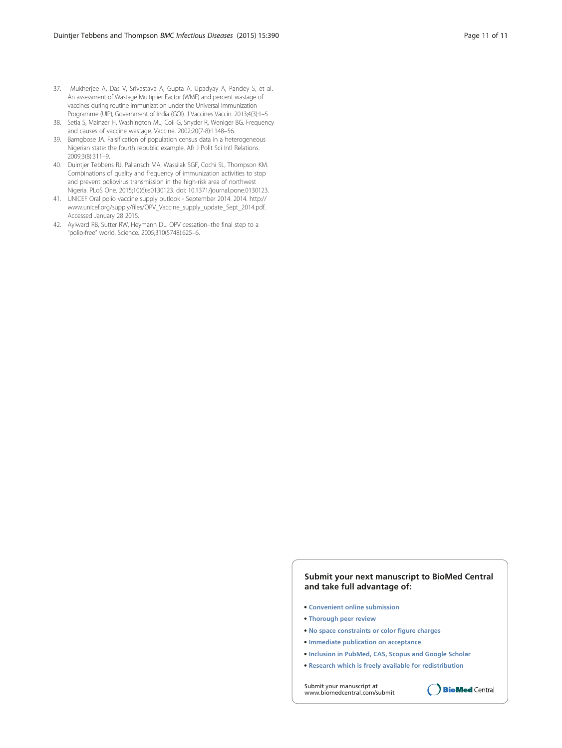37. Mukherjee A, Das V, Srivastava A, Gupta A, Upadyay A, Pandey S, et al. An assessment of Wastage Multiplier Factor (WMF) and percent wastage of vaccines during routine immunization under the Universal Immunization Programme (UIP), Government of India (GOI). J Vaccines Vaccin. 2013;4(3):1–5.
38. Setia S, Mainzer H, Washington ML, Coil G, Snyder R, Weniger BG. Frequency and causes of vaccine wastage. Vaccine. 2002;20(7-8):1148–56.
39. Bamgbose JA. Falsification of population census data in a heterogeneous Nigerian state: the fourth republic example. Afr J Polit Sci Intl Relations. 2009;3(8):311–9.
40. Duintjer Tebbens RJ, Pallansch MA, Wassilak SGF, Cochi SL, Thompson KM. Combinations of quality and frequency of immunization activities to stop and prevent poliovirus transmission in the high-risk area of northwest Nigeria. PLoS One. 2015;10(6):e0130123. doi: 10.1371/journal.pone.0130123.
41. UNICEF Oral polio vaccine supply outlook - September 2014. 2014. http://www.unicef.org/supply/files/OPV_Vaccine_supply_update_Sept_2014.pdf. Accessed January 28 2015.
42. Aylward RB, Sutter RW, Heymann DL. OPV cessation–the final step to a "polio-free" world. Science. 2005;310(5748):625–6.

**Submit your next manuscript to BioMed Central and take full advantage of:**

- **Convenient online submission**
- **Thorough peer review**
- **No space constraints or color figure charges**
- **Immediate publication on acceptance**
- **Inclusion in PubMed, CAS, Scopus and Google Scholar**
- **Research which is freely available for redistribution**

Submit your manuscript at www.biomedcentral.com/submit

BioMed Central